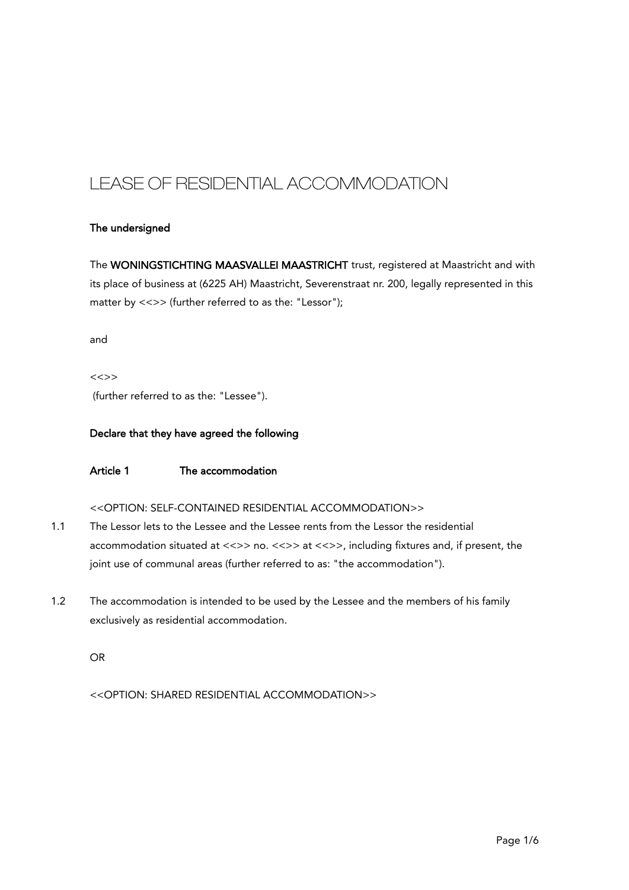# LEASE OF RESIDENTIAL ACCOMMODATION

**The undersigned**

The **WONINGSTICHTING MAASVALLEI MAASTRICHT** trust, registered at Maastricht and with its place of business at (6225 AH) Maastricht, Severenstraat nr. 200, legally represented in this matter by <<>> (further referred to as the: "Lessor");

and

<<>>
(further referred to as the: "Lessee").

**Declare that they have agreed the following**

**Article 1 The accommodation**

<<OPTION: SELF-CONTAINED RESIDENTIAL ACCOMMODATION>>

1.1 The Lessor lets to the Lessee and the Lessee rents from the Lessor the residential accommodation situated at <<>> no. <<>> at <<>>, including fixtures and, if present, the joint use of communal areas (further referred to as: "the accommodation").

1.2 The accommodation is intended to be used by the Lessee and the members of his family exclusively as residential accommodation.

OR

<<OPTION: SHARED RESIDENTIAL ACCOMMODATION>>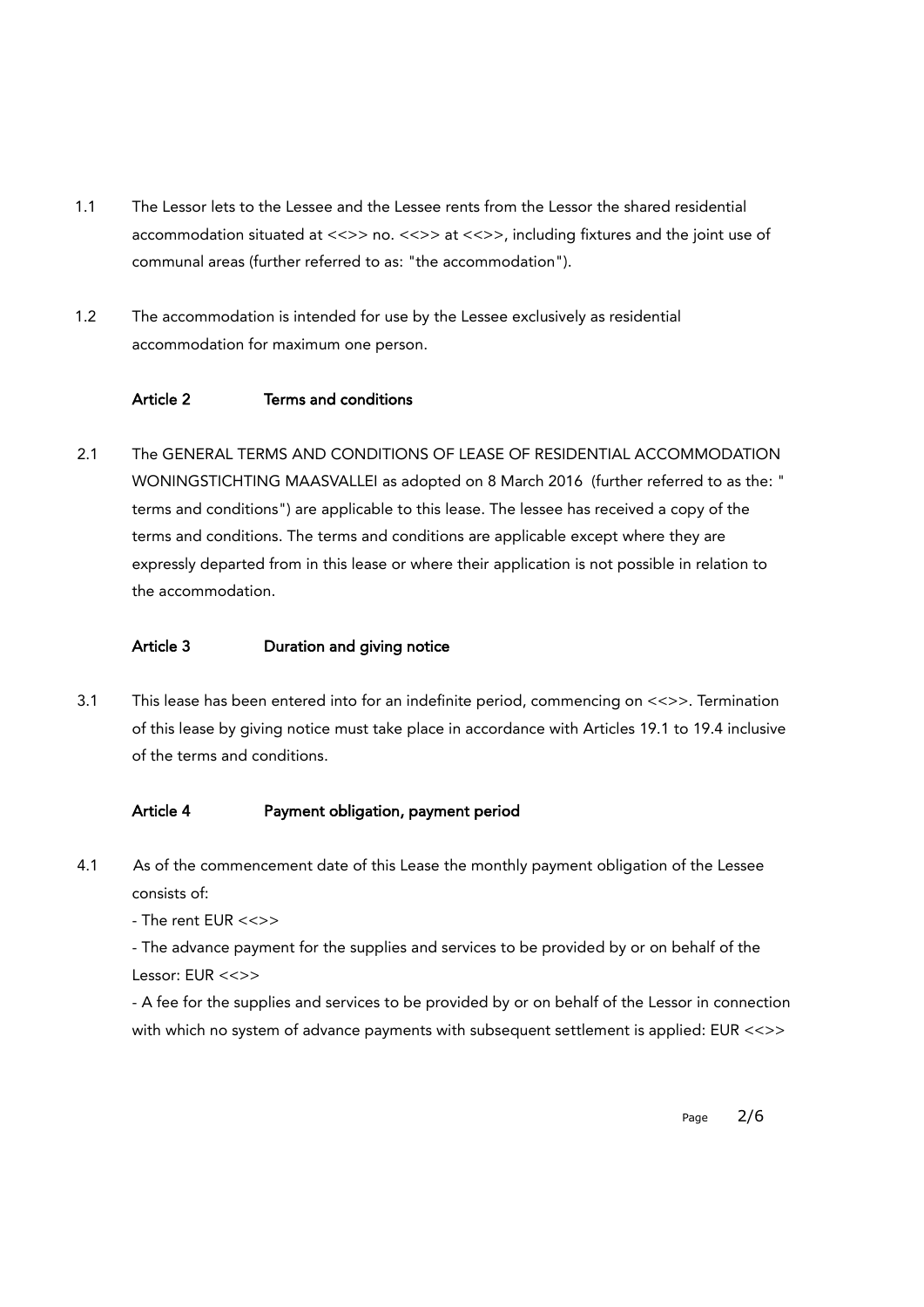1.1 The Lessor lets to the Lessee and the Lessee rents from the Lessor the shared residential accommodation situated at <<>> no. <<>> at <<>>, including fixtures and the joint use of communal areas (further referred to as: "the accommodation").

1.2 The accommodation is intended for use by the Lessee exclusively as residential accommodation for maximum one person.

### Article 2 Terms and conditions

2.1 The GENERAL TERMS AND CONDITIONS OF LEASE OF RESIDENTIAL ACCOMMODATION WONINGSTICHTING MAASVALLEI as adopted on 8 March 2016 (further referred to as the: " terms and conditions") are applicable to this lease. The lessee has received a copy of the terms and conditions. The terms and conditions are applicable except where they are expressly departed from in this lease or where their application is not possible in relation to the accommodation.

### Article 3 Duration and giving notice

3.1 This lease has been entered into for an indefinite period, commencing on <<>>. Termination of this lease by giving notice must take place in accordance with Articles 19.1 to 19.4 inclusive of the terms and conditions.

### Article 4 Payment obligation, payment period

4.1 As of the commencement date of this Lease the monthly payment obligation of the Lessee consists of:

- The rent EUR <<>>
- The advance payment for the supplies and services to be provided by or on behalf of the Lessor: EUR <<>>
- A fee for the supplies and services to be provided by or on behalf of the Lessor in connection with which no system of advance payments with subsequent settlement is applied: EUR <<>>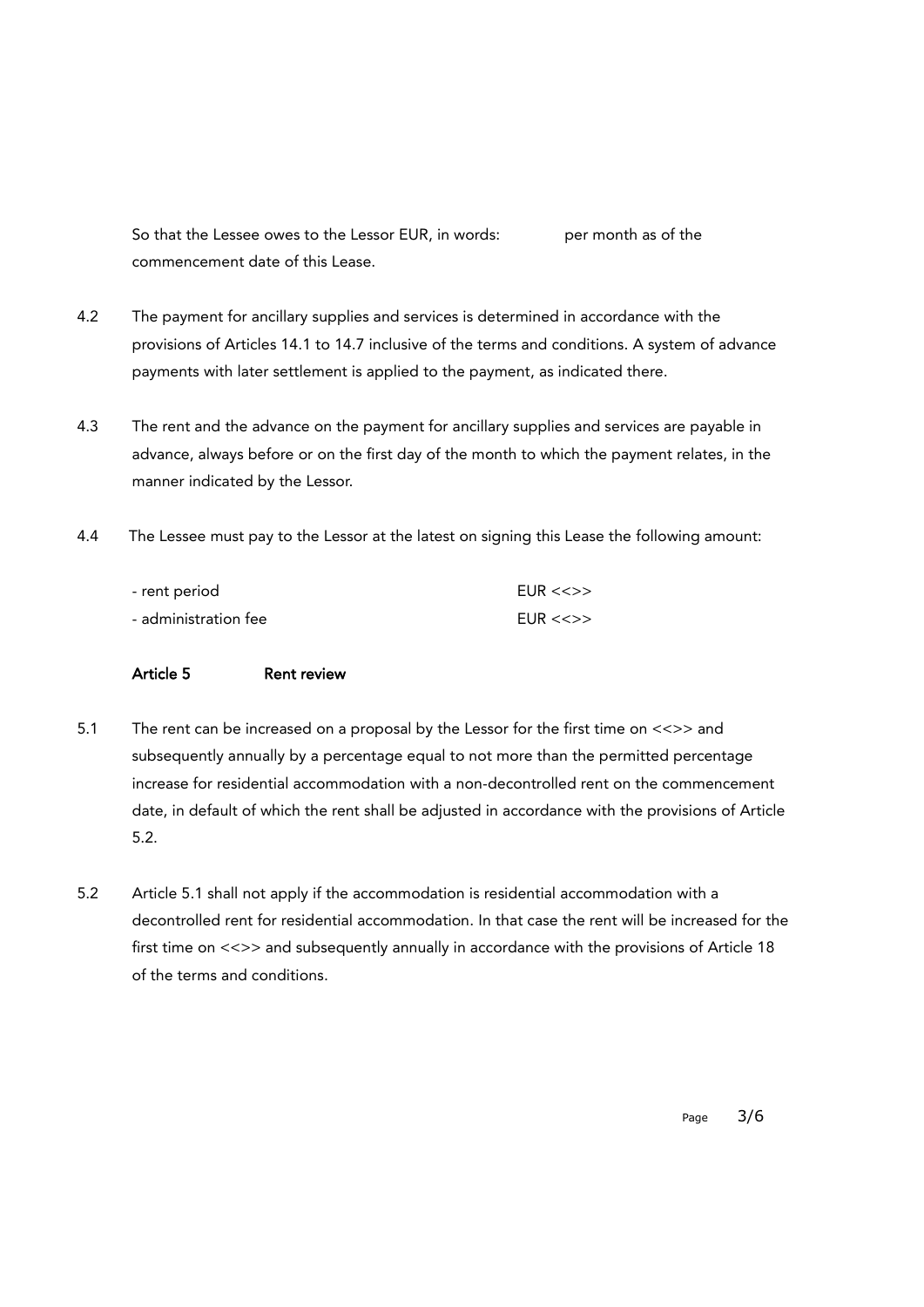So that the Lessee owes to the Lessor EUR, in words: per month as of the commencement date of this Lease.

4.2 The payment for ancillary supplies and services is determined in accordance with the provisions of Articles 14.1 to 14.7 inclusive of the terms and conditions. A system of advance payments with later settlement is applied to the payment, as indicated there.

4.3 The rent and the advance on the payment for ancillary supplies and services are payable in advance, always before or on the first day of the month to which the payment relates, in the manner indicated by the Lessor.

4.4 The Lessee must pay to the Lessor at the latest on signing this Lease the following amount:

| | |
|---|---|
| - rent period | EUR <<>> |
| - administration fee | EUR <<>> |

**Article 5 Rent review**

5.1 The rent can be increased on a proposal by the Lessor for the first time on <<>> and subsequently annually by a percentage equal to not more than the permitted percentage increase for residential accommodation with a non-decontrolled rent on the commencement date, in default of which the rent shall be adjusted in accordance with the provisions of Article 5.2.

5.2 Article 5.1 shall not apply if the accommodation is residential accommodation with a decontrolled rent for residential accommodation. In that case the rent will be increased for the first time on <<>> and subsequently annually in accordance with the provisions of Article 18 of the terms and conditions.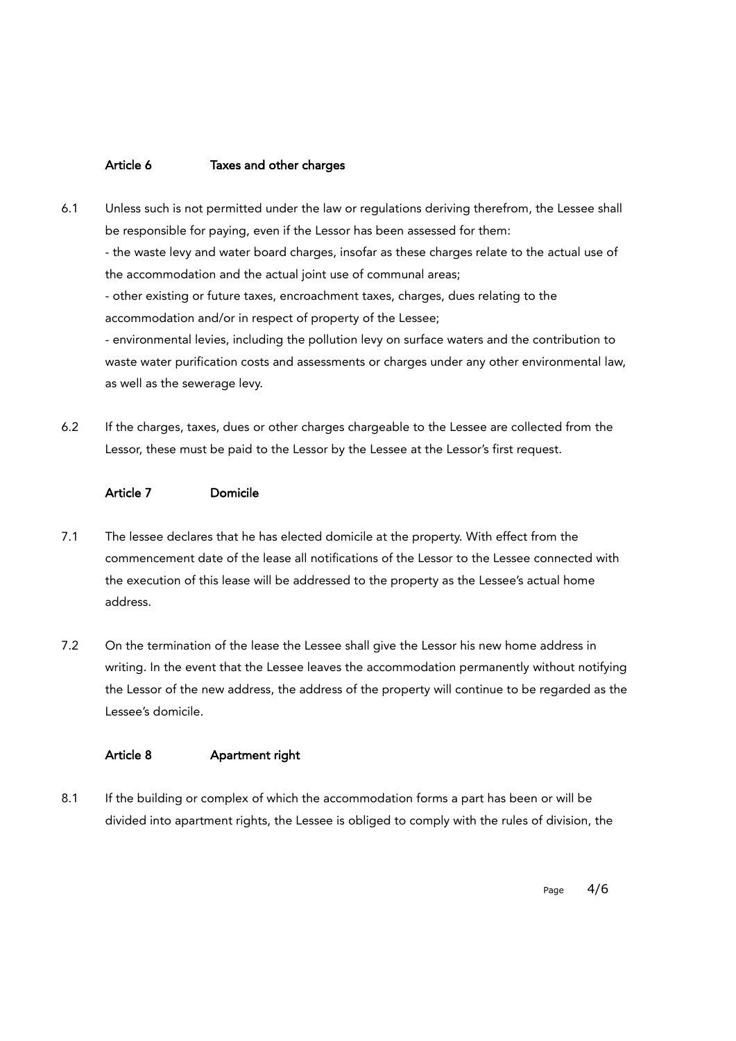## Article 6 Taxes and other charges

6.1 Unless such is not permitted under the law or regulations deriving therefrom, the Lessee shall be responsible for paying, even if the Lessor has been assessed for them:

- the waste levy and water board charges, insofar as these charges relate to the actual use of the accommodation and the actual joint use of communal areas;
- other existing or future taxes, encroachment taxes, charges, dues relating to the accommodation and/or in respect of property of the Lessee;
- environmental levies, including the pollution levy on surface waters and the contribution to waste water purification costs and assessments or charges under any other environmental law, as well as the sewerage levy.

6.2 If the charges, taxes, dues or other charges chargeable to the Lessee are collected from the Lessor, these must be paid to the Lessor by the Lessee at the Lessor's first request.

## Article 7 Domicile

7.1 The lessee declares that he has elected domicile at the property. With effect from the commencement date of the lease all notifications of the Lessor to the Lessee connected with the execution of this lease will be addressed to the property as the Lessee's actual home address.

7.2 On the termination of the lease the Lessee shall give the Lessor his new home address in writing. In the event that the Lessee leaves the accommodation permanently without notifying the Lessor of the new address, the address of the property will continue to be regarded as the Lessee's domicile.

## Article 8 Apartment right

8.1 If the building or complex of which the accommodation forms a part has been or will be divided into apartment rights, the Lessee is obliged to comply with the rules of division, the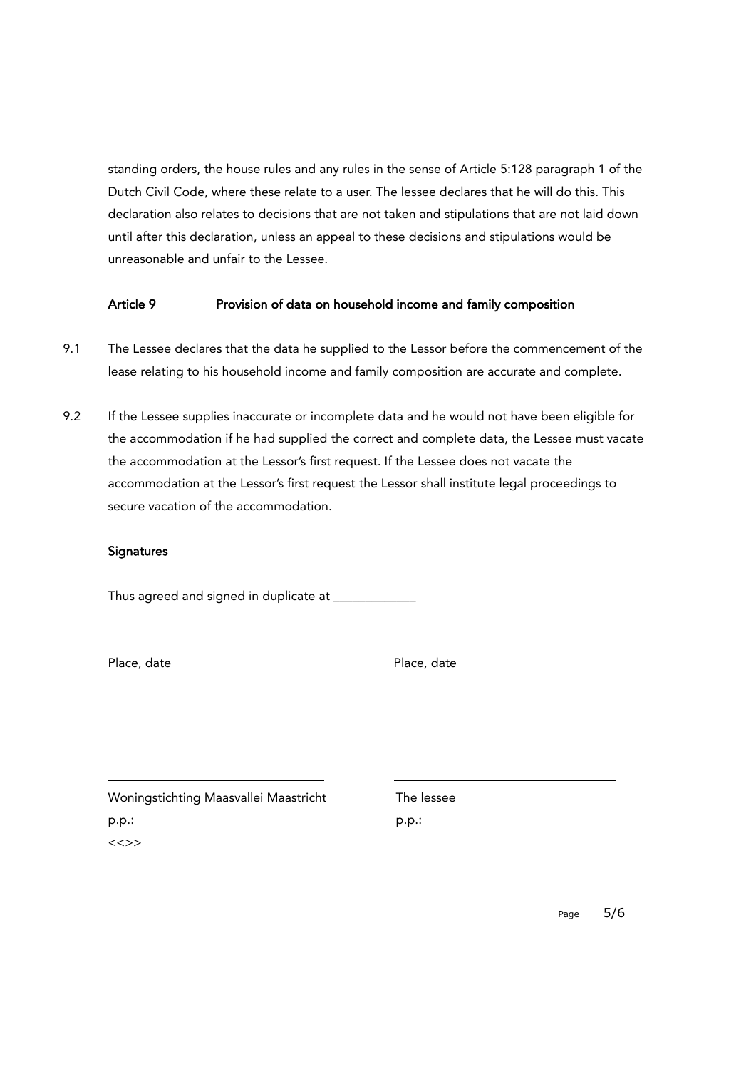standing orders, the house rules and any rules in the sense of Article 5:128 paragraph 1 of the Dutch Civil Code, where these relate to a user. The lessee declares that he will do this. This declaration also relates to decisions that are not taken and stipulations that are not laid down until after this declaration, unless an appeal to these decisions and stipulations would be unreasonable and unfair to the Lessee.

## Article 9 Provision of data on household income and family composition

9.1 The Lessee declares that the data he supplied to the Lessor before the commencement of the lease relating to his household income and family composition are accurate and complete.

9.2 If the Lessee supplies inaccurate or incomplete data and he would not have been eligible for the accommodation if he had supplied the correct and complete data, the Lessee must vacate the accommodation at the Lessor's first request. If the Lessee does not vacate the accommodation at the Lessor's first request the Lessor shall institute legal proceedings to secure vacation of the accommodation.

## Signatures

Thus agreed and signed in duplicate at ____________

| ________________________________ | ________________________________ |
| --- | --- |
| Place, date | Place, date |
| | |
| ________________________________ | ________________________________ |
| Woningstichting Maasvallei Maastricht | The lessee |
| p.p.: | p.p.: |
| <<>> | |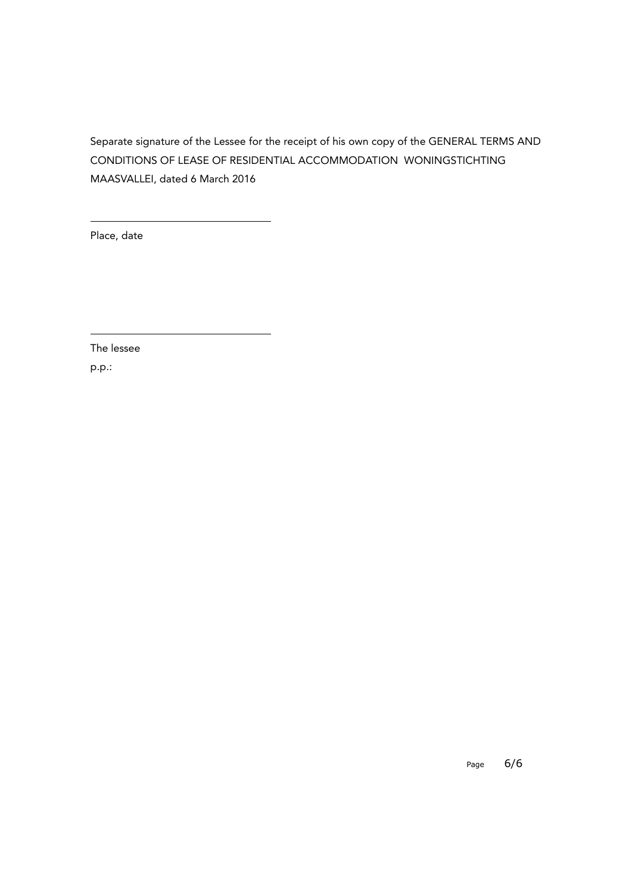Separate signature of the Lessee for the receipt of his own copy of the GENERAL TERMS AND CONDITIONS OF LEASE OF RESIDENTIAL ACCOMMODATION WONINGSTICHTING MAASVALLEI, dated 6 March 2016

\_\_\_\_\_\_\_\_\_\_\_\_\_\_\_\_\_\_\_\_\_\_\_\_\_\_\_\_\_\_\_\_

Place, date

\_\_\_\_\_\_\_\_\_\_\_\_\_\_\_\_\_\_\_\_\_\_\_\_\_\_\_\_\_\_\_\_

The lessee

p.p.: